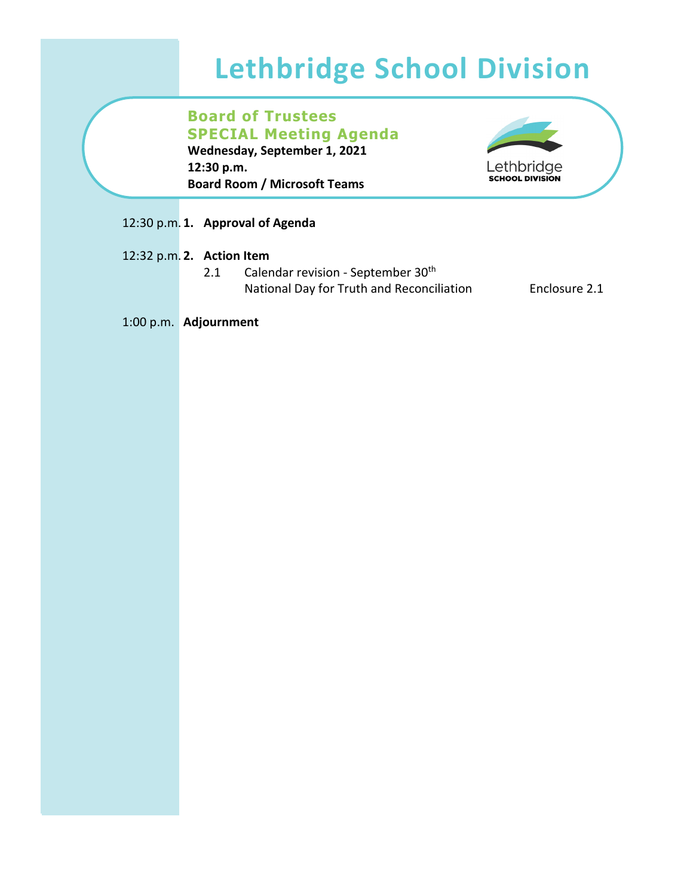# Lethbridge School Division

**Board of Trustees**
**SPECIAL Meeting Agenda**
**Wednesday, September 1, 2021**
**12:30 p.m.**
**Board Room / Microsoft Teams**

12:30 p.m. **1. Approval of Agenda**

12:32 p.m. **2. Action Item**

2.1 Calendar revision - September 30th National Day for Truth and Reconciliation — Enclosure 2.1

1:00 p.m. **Adjournment**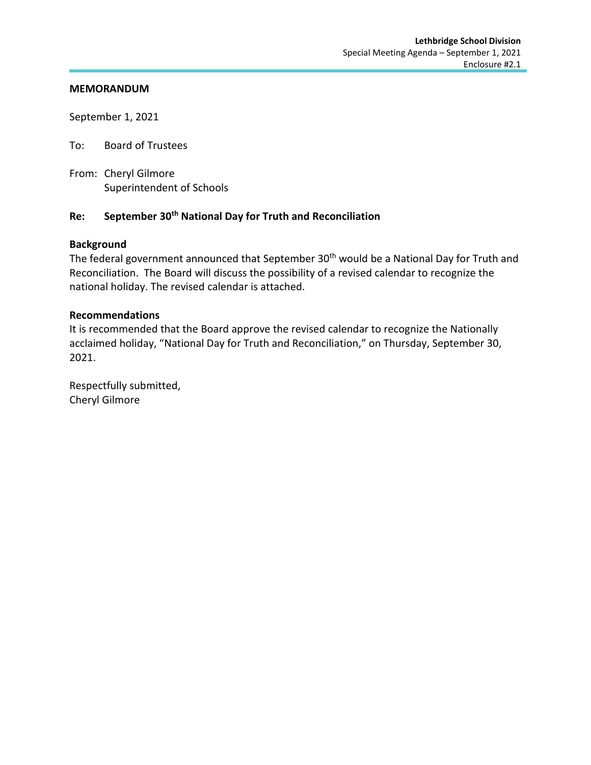## MEMORANDUM

September 1, 2021

To: Board of Trustees

From: Cheryl Gilmore
Superintendent of Schools

**Re: September 30th National Day for Truth and Reconciliation**

**Background**

The federal government announced that September 30th would be a National Day for Truth and Reconciliation. The Board will discuss the possibility of a revised calendar to recognize the national holiday. The revised calendar is attached.

**Recommendations**

It is recommended that the Board approve the revised calendar to recognize the Nationally acclaimed holiday, "National Day for Truth and Reconciliation," on Thursday, September 30, 2021.

Respectfully submitted,
Cheryl Gilmore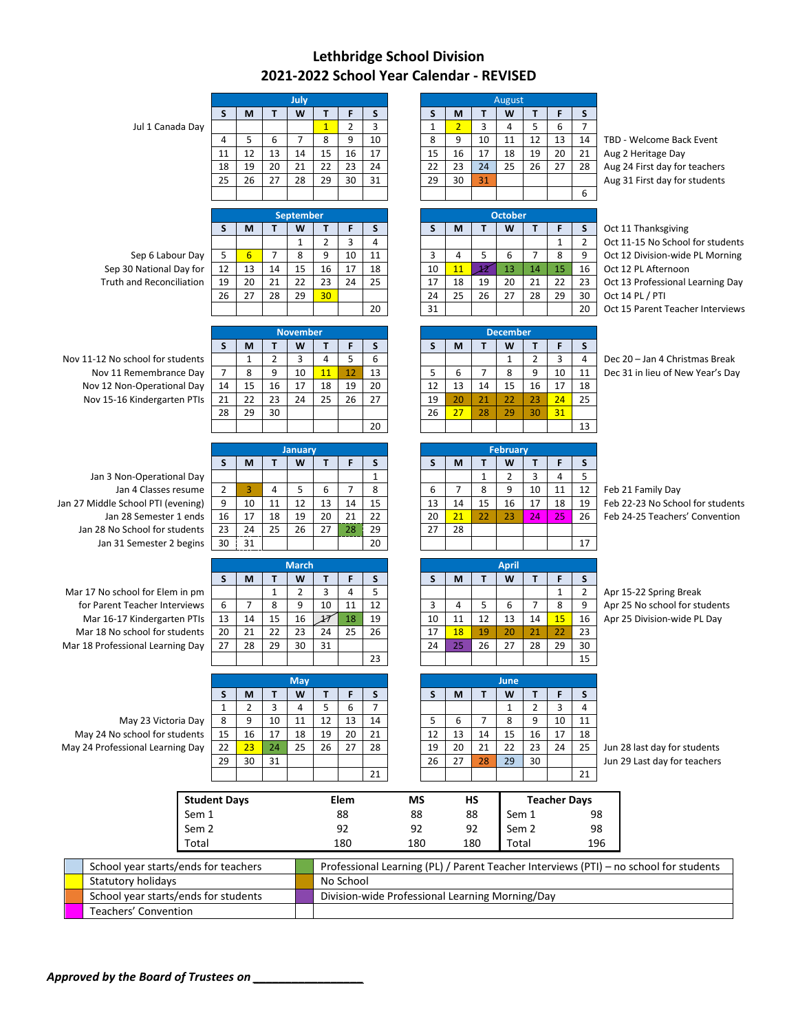# Lethbridge School Division
## 2021-2022 School Year Calendar - REVISED

Jul 1 Canada Day

**July**

| S | M | T | W | T | F | S |
|---|---|---|---|---|---|---|
| | | | | 1 | 2 | 3 |
| 4 | 5 | 6 | 7 | 8 | 9 | 10 |
| 11 | 12 | 13 | 14 | 15 | 16 | 17 |
| 18 | 19 | 20 | 21 | 22 | 23 | 24 |
| 25 | 26 | 27 | 28 | 29 | 30 | 31 |

**August**

| S | M | T | W | T | F | S |
|---|---|---|---|---|---|---|
| 1 | 2 | 3 | 4 | 5 | 6 | 7 |
| 8 | 9 | 10 | 11 | 12 | 13 | 14 |
| 15 | 16 | 17 | 18 | 19 | 20 | 21 |
| 22 | 23 | 24 | 25 | 26 | 27 | 28 |
| 29 | 30 | 31 | | | | |
| | | | | | | 6 |

TBD - Welcome Back Event
Aug 2 Heritage Day
Aug 24 First day for teachers
Aug 31 First day for students

Sep 6 Labour Day
Sep 30 National Day for Truth and Reconciliation

**September**

| S | M | T | W | T | F | S |
|---|---|---|---|---|---|---|
| | | | 1 | 2 | 3 | 4 |
| 5 | 6 | 7 | 8 | 9 | 10 | 11 |
| 12 | 13 | 14 | 15 | 16 | 17 | 18 |
| 19 | 20 | 21 | 22 | 23 | 24 | 25 |
| 26 | 27 | 28 | 29 | 30 | | |
| | | | | | | 20 |

**October**

| S | M | T | W | T | F | S |
|---|---|---|---|---|---|---|
| | | | | | 1 | 2 |
| 3 | 4 | 5 | 6 | 7 | 8 | 9 |
| 10 | 11 | 12 | 13 | 14 | 15 | 16 |
| 17 | 18 | 19 | 20 | 21 | 22 | 23 |
| 24 | 25 | 26 | 27 | 28 | 29 | 30 |
| 31 | | | | | | 20 |

Oct 11 Thanksgiving
Oct 11-15 No School for students
Oct 12 Division-wide PL Morning
Oct 12 PL Afternoon
Oct 13 Professional Learning Day
Oct 14 PL / PTI
Oct 15 Parent Teacher Interviews

Nov 11-12 No school for students
Nov 11 Remembrance Day
Nov 12 Non-Operational Day
Nov 15-16 Kindergarten PTIs

**November**

| S | M | T | W | T | F | S |
|---|---|---|---|---|---|---|
| | 1 | 2 | 3 | 4 | 5 | 6 |
| 7 | 8 | 9 | 10 | 11 | 12 | 13 |
| 14 | 15 | 16 | 17 | 18 | 19 | 20 |
| 21 | 22 | 23 | 24 | 25 | 26 | 27 |
| 28 | 29 | 30 | | | | |
| | | | | | | 20 |

**December**

| S | M | T | W | T | F | S |
|---|---|---|---|---|---|---|
| | | | 1 | 2 | 3 | 4 |
| 5 | 6 | 7 | 8 | 9 | 10 | 11 |
| 12 | 13 | 14 | 15 | 16 | 17 | 18 |
| 19 | 20 | 21 | 22 | 23 | 24 | 25 |
| 26 | 27 | 28 | 29 | 30 | 31 | |
| | | | | | | 13 |

Dec 20 – Jan 4 Christmas Break
Dec 31 in lieu of New Year's Day

Jan 3 Non-Operational Day
Jan 4 Classes resume
Jan 27 Middle School PTI (evening)
Jan 28 Semester 1 ends
Jan 28 No School for students
Jan 31 Semester 2 begins

**January**

| S | M | T | W | T | F | S |
|---|---|---|---|---|---|---|
| | | | | | | 1 |
| 2 | 3 | 4 | 5 | 6 | 7 | 8 |
| 9 | 10 | 11 | 12 | 13 | 14 | 15 |
| 16 | 17 | 18 | 19 | 20 | 21 | 22 |
| 23 | 24 | 25 | 26 | 27 | 28 | 29 |
| 30 | 31 | | | | | 20 |

**February**

| S | M | T | W | T | F | S |
|---|---|---|---|---|---|---|
| | | 1 | 2 | 3 | 4 | 5 |
| 6 | 7 | 8 | 9 | 10 | 11 | 12 |
| 13 | 14 | 15 | 16 | 17 | 18 | 19 |
| 20 | 21 | 22 | 23 | 24 | 25 | 26 |
| 27 | 28 | | | | | |
| | | | | | | 17 |

Feb 21 Family Day
Feb 22-23 No School for students
Feb 24-25 Teachers' Convention

Mar 17 No school for Elem in pm for Parent Teacher Interviews
Mar 16-17 Kindergarten PTIs
Mar 18 No School for students
Mar 18 Professional Learning Day

**March**

| S | M | T | W | T | F | S |
|---|---|---|---|---|---|---|
| | | 1 | 2 | 3 | 4 | 5 |
| 6 | 7 | 8 | 9 | 10 | 11 | 12 |
| 13 | 14 | 15 | 16 | 17 | 18 | 19 |
| 20 | 21 | 22 | 23 | 24 | 25 | 26 |
| 27 | 28 | 29 | 30 | 31 | | |
| | | | | | | 23 |

**April**

| S | M | T | W | T | F | S |
|---|---|---|---|---|---|---|
| | | | | | 1 | 2 |
| 3 | 4 | 5 | 6 | 7 | 8 | 9 |
| 10 | 11 | 12 | 13 | 14 | 15 | 16 |
| 17 | 18 | 19 | 20 | 21 | 22 | 23 |
| 24 | 25 | 26 | 27 | 28 | 29 | 30 |
| | | | | | | 15 |

Apr 15-22 Spring Break
Apr 25 No school for students
Apr 25 Division-wide PL Day

May 23 Victoria Day
May 24 No school for students
May 24 Professional Learning Day

**May**

| S | M | T | W | T | F | S |
|---|---|---|---|---|---|---|
| 1 | 2 | 3 | 4 | 5 | 6 | 7 |
| 8 | 9 | 10 | 11 | 12 | 13 | 14 |
| 15 | 16 | 17 | 18 | 19 | 20 | 21 |
| 22 | 23 | 24 | 25 | 26 | 27 | 28 |
| 29 | 30 | 31 | | | | |
| | | | | | | 21 |

**June**

| S | M | T | W | T | F | S |
|---|---|---|---|---|---|---|
| | | | 1 | 2 | 3 | 4 |
| 5 | 6 | 7 | 8 | 9 | 10 | 11 |
| 12 | 13 | 14 | 15 | 16 | 17 | 18 |
| 19 | 20 | 21 | 22 | 23 | 24 | 25 |
| 26 | 27 | 28 | 29 | 30 | | |
| | | | | | | 21 |

Jun 28 last day for students
Jun 29 Last day for teachers

| Student Days | Elem | MS | HS | Teacher Days | |
|---|---|---|---|---|---|
| Sem 1 | 88 | 88 | 88 | Sem 1 | 98 |
| Sem 2 | 92 | 92 | 92 | Sem 2 | 98 |
| Total | 180 | 180 | 180 | Total | 196 |

| Legend | |
|---|---|
| School year starts/ends for teachers | Professional Learning (PL) / Parent Teacher Interviews (PTI) – no school for students |
| Statutory holidays | No School |
| School year starts/ends for students | Division-wide Professional Learning Morning/Day |
| Teachers' Convention | |

***Approved by the Board of Trustees on ________________***